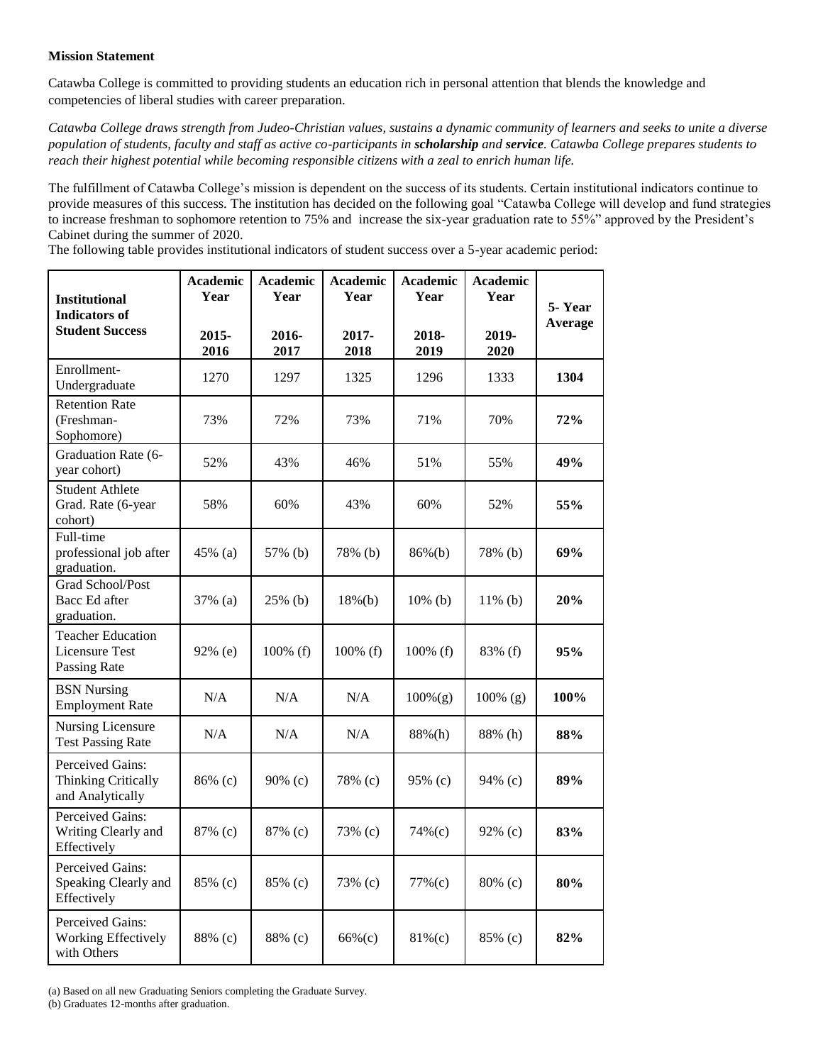**Mission Statement**

Catawba College is committed to providing students an education rich in personal attention that blends the knowledge and competencies of liberal studies with career preparation.

*Catawba College draws strength from Judeo-Christian values, sustains a dynamic community of learners and seeks to unite a diverse population of students, faculty and staff as active co-participants in **scholarship** and **service**. Catawba College prepares students to reach their highest potential while becoming responsible citizens with a zeal to enrich human life.*

The fulfillment of Catawba College's mission is dependent on the success of its students. Certain institutional indicators continue to provide measures of this success. The institution has decided on the following goal "Catawba College will develop and fund strategies to increase freshman to sophomore retention to 75% and increase the six-year graduation rate to 55%" approved by the President's Cabinet during the summer of 2020.

The following table provides institutional indicators of student success over a 5-year academic period:

| **Institutional Indicators of Student Success** | **Academic Year 2015-2016** | **Academic Year 2016-2017** | **Academic Year 2017-2018** | **Academic Year 2018-2019** | **Academic Year 2019-2020** | **5- Year Average** |
|---|---|---|---|---|---|---|
| Enrollment-Undergraduate | 1270 | 1297 | 1325 | 1296 | 1333 | **1304** |
| Retention Rate (Freshman-Sophomore) | 73% | 72% | 73% | 71% | 70% | **72%** |
| Graduation Rate (6-year cohort) | 52% | 43% | 46% | 51% | 55% | **49%** |
| Student Athlete Grad. Rate (6-year cohort) | 58% | 60% | 43% | 60% | 52% | **55%** |
| Full-time professional job after graduation. | 45% (a) | 57% (b) | 78% (b) | 86%(b) | 78% (b) | **69%** |
| Grad School/Post Bacc Ed after graduation. | 37% (a) | 25% (b) | 18%(b) | 10% (b) | 11% (b) | **20%** |
| Teacher Education Licensure Test Passing Rate | 92% (e) | 100% (f) | 100% (f) | 100% (f) | 83% (f) | **95%** |
| BSN Nursing Employment Rate | N/A | N/A | N/A | 100%(g) | 100% (g) | **100%** |
| Nursing Licensure Test Passing Rate | N/A | N/A | N/A | 88%(h) | 88% (h) | **88%** |
| Perceived Gains: Thinking Critically and Analytically | 86% (c) | 90% (c) | 78% (c) | 95% (c) | 94% (c) | **89%** |
| Perceived Gains: Writing Clearly and Effectively | 87% (c) | 87% (c) | 73% (c) | 74%(c) | 92% (c) | **83%** |
| Perceived Gains: Speaking Clearly and Effectively | 85% (c) | 85% (c) | 73% (c) | 77%(c) | 80% (c) | **80%** |
| Perceived Gains: Working Effectively with Others | 88% (c) | 88% (c) | 66%(c) | 81%(c) | 85% (c) | **82%** |

(a) Based on all new Graduating Seniors completing the Graduate Survey.
(b) Graduates 12-months after graduation.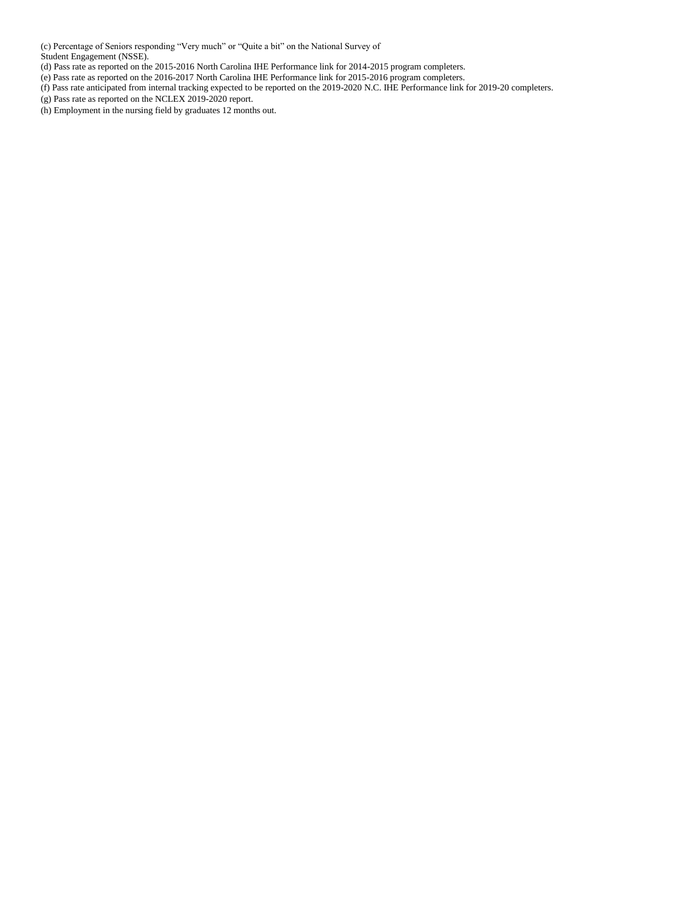(c) Percentage of Seniors responding "Very much" or "Quite a bit" on the National Survey of Student Engagement (NSSE).

(d) Pass rate as reported on the 2015-2016 North Carolina IHE Performance link for 2014-2015 program completers.

(e) Pass rate as reported on the 2016-2017 North Carolina IHE Performance link for 2015-2016 program completers.

(f) Pass rate anticipated from internal tracking expected to be reported on the 2019-2020 N.C. IHE Performance link for 2019-20 completers.

(g) Pass rate as reported on the NCLEX 2019-2020 report.

(h) Employment in the nursing field by graduates 12 months out.